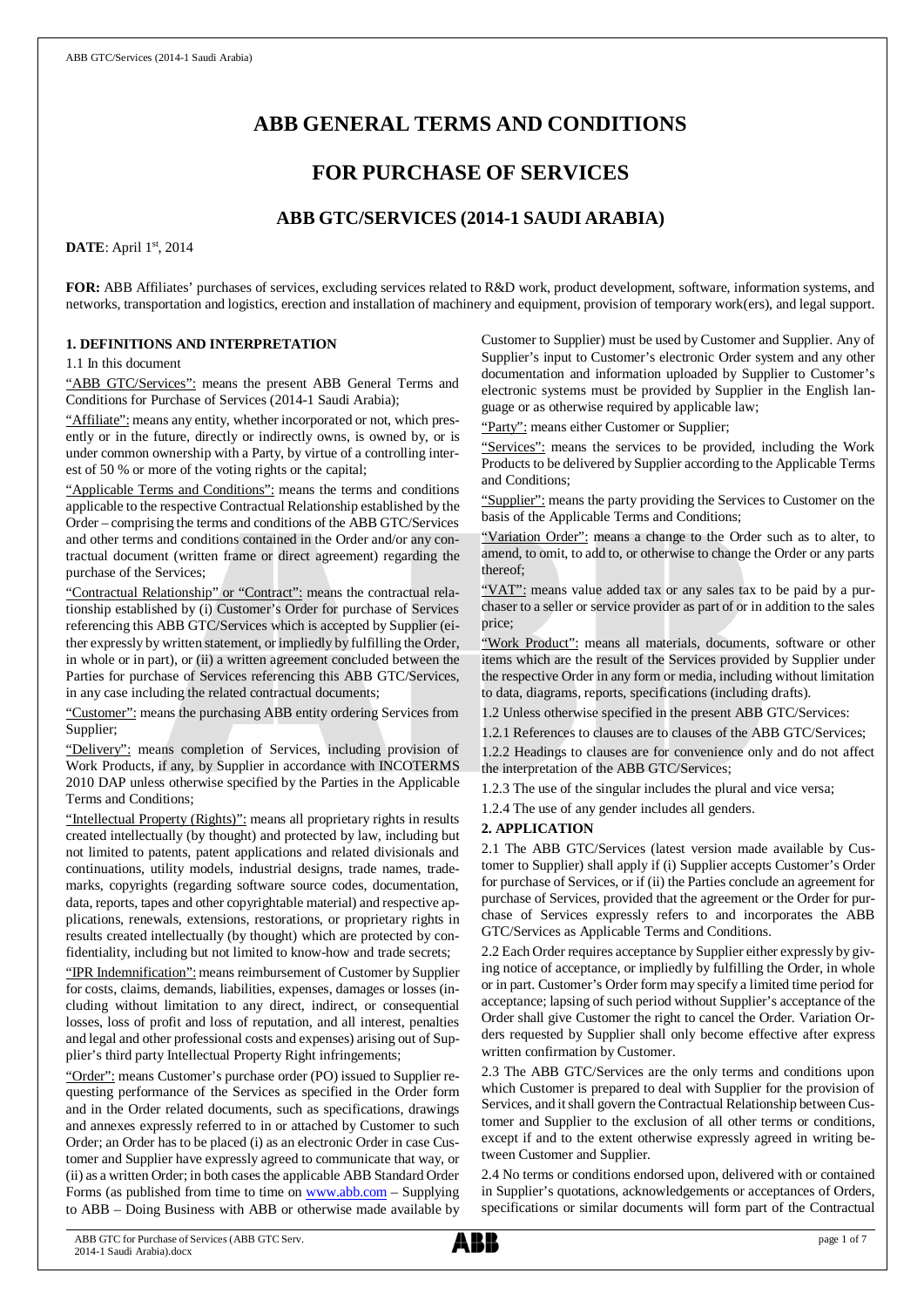# ABB GENERAL TERMS AND CONDITIONS

# FOR PURCHASE OF SERVICES

## ABB GTC/SERVICES (2014-1 SAUDI ARABIA)

**DATE**: April 1st, 2014

**FOR:** ABB Affiliates' purchases of services, excluding services related to R&D work, product development, software, information systems, and networks, transportation and logistics, erection and installation of machinery and equipment, provision of temporary work(ers), and legal support.

### 1. DEFINITIONS AND INTERPRETATION

1.1 In this document

"ABB GTC/Services": means the present ABB General Terms and Conditions for Purchase of Services (2014-1 Saudi Arabia);

"Affiliate": means any entity, whether incorporated or not, which presently or in the future, directly or indirectly owns, is owned by, or is under common ownership with a Party, by virtue of a controlling interest of 50 % or more of the voting rights or the capital;

"Applicable Terms and Conditions": means the terms and conditions applicable to the respective Contractual Relationship established by the Order – comprising the terms and conditions of the ABB GTC/Services and other terms and conditions contained in the Order and/or any contractual document (written frame or direct agreement) regarding the purchase of the Services;

"Contractual Relationship" or "Contract": means the contractual relationship established by (i) Customer's Order for purchase of Services referencing this ABB GTC/Services which is accepted by Supplier (either expressly by written statement, or impliedly by fulfilling the Order, in whole or in part), or (ii) a written agreement concluded between the Parties for purchase of Services referencing this ABB GTC/Services, in any case including the related contractual documents;

"Customer": means the purchasing ABB entity ordering Services from Supplier;

"Delivery": means completion of Services, including provision of Work Products, if any, by Supplier in accordance with INCOTERMS 2010 DAP unless otherwise specified by the Parties in the Applicable Terms and Conditions;

"Intellectual Property (Rights)": means all proprietary rights in results created intellectually (by thought) and protected by law, including but not limited to patents, patent applications and related divisionals and continuations, utility models, industrial designs, trade names, trademarks, copyrights (regarding software source codes, documentation, data, reports, tapes and other copyrightable material) and respective applications, renewals, extensions, restorations, or proprietary rights in results created intellectually (by thought) which are protected by confidentiality, including but not limited to know-how and trade secrets;

"IPR Indemnification": means reimbursement of Customer by Supplier for costs, claims, demands, liabilities, expenses, damages or losses (including without limitation to any direct, indirect, or consequential losses, loss of profit and loss of reputation, and all interest, penalties and legal and other professional costs and expenses) arising out of Supplier's third party Intellectual Property Right infringements;

"Order": means Customer's purchase order (PO) issued to Supplier requesting performance of the Services as specified in the Order form and in the Order related documents, such as specifications, drawings and annexes expressly referred to in or attached by Customer to such Order; an Order has to be placed (i) as an electronic Order in case Customer and Supplier have expressly agreed to communicate that way, or (ii) as a written Order; in both cases the applicable ABB Standard Order Forms (as published from time to time on www.abb.com – Supplying to ABB – Doing Business with ABB or otherwise made available by Customer to Supplier) must be used by Customer and Supplier. Any of Supplier's input to Customer's electronic Order system and any other documentation and information uploaded by Supplier to Customer's electronic systems must be provided by Supplier in the English language or as otherwise required by applicable law;

"Party": means either Customer or Supplier;

"Services": means the services to be provided, including the Work Products to be delivered by Supplier according to the Applicable Terms and Conditions;

"Supplier": means the party providing the Services to Customer on the basis of the Applicable Terms and Conditions;

"Variation Order": means a change to the Order such as to alter, to amend, to omit, to add to, or otherwise to change the Order or any parts thereof;

"VAT": means value added tax or any sales tax to be paid by a purchaser to a seller or service provider as part of or in addition to the sales price;

"Work Product": means all materials, documents, software or other items which are the result of the Services provided by Supplier under the respective Order in any form or media, including without limitation to data, diagrams, reports, specifications (including drafts).

1.2 Unless otherwise specified in the present ABB GTC/Services:

1.2.1 References to clauses are to clauses of the ABB GTC/Services;

1.2.2 Headings to clauses are for convenience only and do not affect the interpretation of the ABB GTC/Services;

1.2.3 The use of the singular includes the plural and vice versa;

1.2.4 The use of any gender includes all genders.

### 2. APPLICATION

2.1 The ABB GTC/Services (latest version made available by Customer to Supplier) shall apply if (i) Supplier accepts Customer's Order for purchase of Services, or if (ii) the Parties conclude an agreement for purchase of Services, provided that the agreement or the Order for purchase of Services expressly refers to and incorporates the ABB GTC/Services as Applicable Terms and Conditions.

2.2 Each Order requires acceptance by Supplier either expressly by giving notice of acceptance, or impliedly by fulfilling the Order, in whole or in part. Customer's Order form may specify a limited time period for acceptance; lapsing of such period without Supplier's acceptance of the Order shall give Customer the right to cancel the Order. Variation Orders requested by Supplier shall only become effective after express written confirmation by Customer.

2.3 The ABB GTC/Services are the only terms and conditions upon which Customer is prepared to deal with Supplier for the provision of Services, and it shall govern the Contractual Relationship between Customer and Supplier to the exclusion of all other terms or conditions, except if and to the extent otherwise expressly agreed in writing between Customer and Supplier.

2.4 No terms or conditions endorsed upon, delivered with or contained in Supplier's quotations, acknowledgements or acceptances of Orders, specifications or similar documents will form part of the Contractual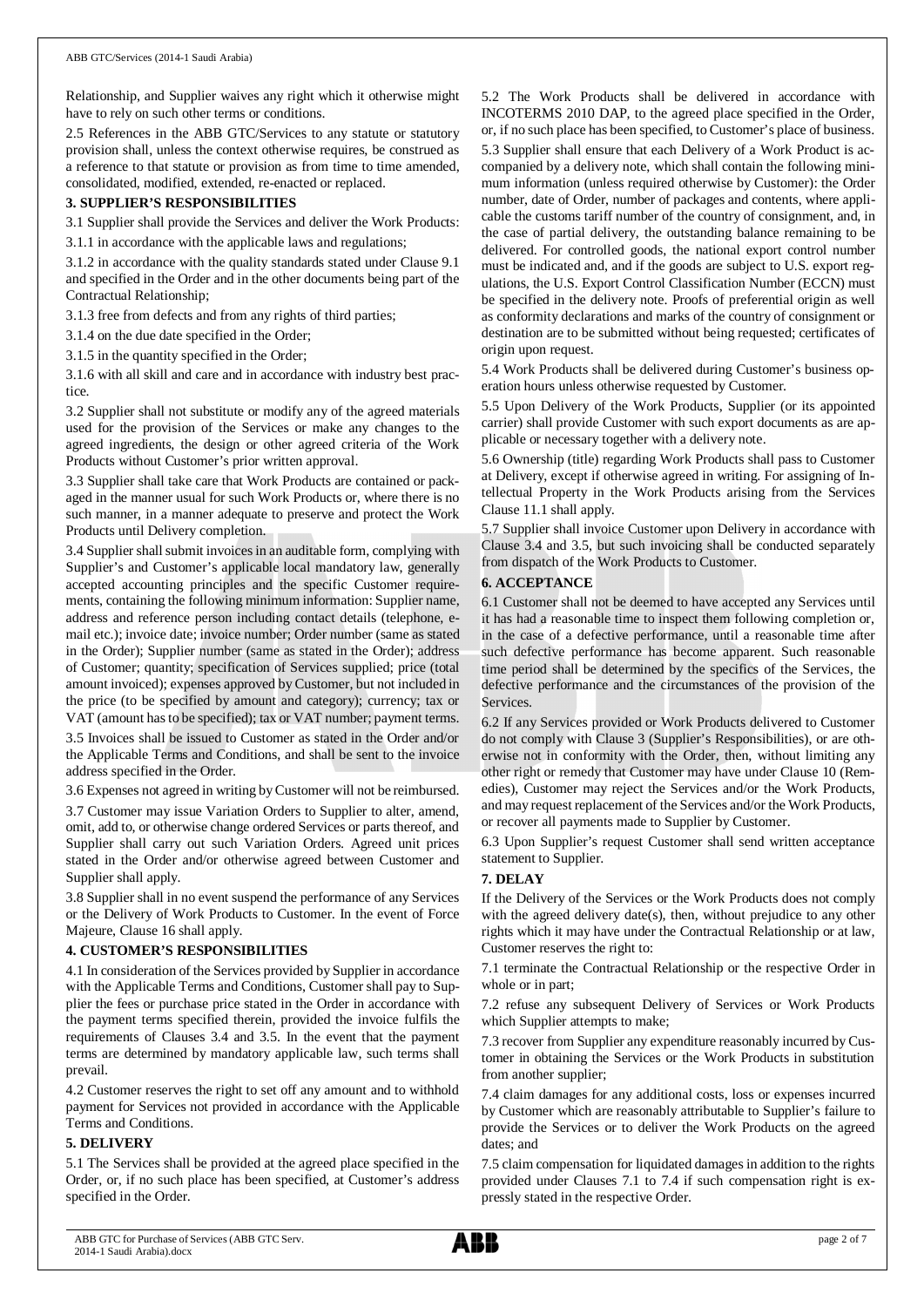Relationship, and Supplier waives any right which it otherwise might have to rely on such other terms or conditions.

2.5 References in the ABB GTC/Services to any statute or statutory provision shall, unless the context otherwise requires, be construed as a reference to that statute or provision as from time to time amended, consolidated, modified, extended, re-enacted or replaced.

## 3. SUPPLIER'S RESPONSIBILITIES

3.1 Supplier shall provide the Services and deliver the Work Products:

3.1.1 in accordance with the applicable laws and regulations;

3.1.2 in accordance with the quality standards stated under Clause 9.1 and specified in the Order and in the other documents being part of the Contractual Relationship;

3.1.3 free from defects and from any rights of third parties;

3.1.4 on the due date specified in the Order;

3.1.5 in the quantity specified in the Order;

3.1.6 with all skill and care and in accordance with industry best practice.

3.2 Supplier shall not substitute or modify any of the agreed materials used for the provision of the Services or make any changes to the agreed ingredients, the design or other agreed criteria of the Work Products without Customer's prior written approval.

3.3 Supplier shall take care that Work Products are contained or packaged in the manner usual for such Work Products or, where there is no such manner, in a manner adequate to preserve and protect the Work Products until Delivery completion.

3.4 Supplier shall submit invoices in an auditable form, complying with Supplier's and Customer's applicable local mandatory law, generally accepted accounting principles and the specific Customer requirements, containing the following minimum information: Supplier name, address and reference person including contact details (telephone, e-mail etc.); invoice date; invoice number; Order number (same as stated in the Order); Supplier number (same as stated in the Order); address of Customer; quantity; specification of Services supplied; price (total amount invoiced); expenses approved by Customer, but not included in the price (to be specified by amount and category); currency; tax or VAT (amount has to be specified); tax or VAT number; payment terms.

3.5 Invoices shall be issued to Customer as stated in the Order and/or the Applicable Terms and Conditions, and shall be sent to the invoice address specified in the Order.

3.6 Expenses not agreed in writing by Customer will not be reimbursed.

3.7 Customer may issue Variation Orders to Supplier to alter, amend, omit, add to, or otherwise change ordered Services or parts thereof, and Supplier shall carry out such Variation Orders. Agreed unit prices stated in the Order and/or otherwise agreed between Customer and Supplier shall apply.

3.8 Supplier shall in no event suspend the performance of any Services or the Delivery of Work Products to Customer. In the event of Force Majeure, Clause 16 shall apply.

## 4. CUSTOMER'S RESPONSIBILITIES

4.1 In consideration of the Services provided by Supplier in accordance with the Applicable Terms and Conditions, Customer shall pay to Supplier the fees or purchase price stated in the Order in accordance with the payment terms specified therein, provided the invoice fulfils the requirements of Clauses 3.4 and 3.5. In the event that the payment terms are determined by mandatory applicable law, such terms shall prevail.

4.2 Customer reserves the right to set off any amount and to withhold payment for Services not provided in accordance with the Applicable Terms and Conditions.

## 5. DELIVERY

5.1 The Services shall be provided at the agreed place specified in the Order, or, if no such place has been specified, at Customer's address specified in the Order.

5.2 The Work Products shall be delivered in accordance with INCOTERMS 2010 DAP, to the agreed place specified in the Order, or, if no such place has been specified, to Customer's place of business.

5.3 Supplier shall ensure that each Delivery of a Work Product is accompanied by a delivery note, which shall contain the following minimum information (unless required otherwise by Customer): the Order number, date of Order, number of packages and contents, where applicable the customs tariff number of the country of consignment, and, in the case of partial delivery, the outstanding balance remaining to be delivered. For controlled goods, the national export control number must be indicated and, and if the goods are subject to U.S. export regulations, the U.S. Export Control Classification Number (ECCN) must be specified in the delivery note. Proofs of preferential origin as well as conformity declarations and marks of the country of consignment or destination are to be submitted without being requested; certificates of origin upon request.

5.4 Work Products shall be delivered during Customer's business operation hours unless otherwise requested by Customer.

5.5 Upon Delivery of the Work Products, Supplier (or its appointed carrier) shall provide Customer with such export documents as are applicable or necessary together with a delivery note.

5.6 Ownership (title) regarding Work Products shall pass to Customer at Delivery, except if otherwise agreed in writing. For assigning of Intellectual Property in the Work Products arising from the Services Clause 11.1 shall apply.

5.7 Supplier shall invoice Customer upon Delivery in accordance with Clause 3.4 and 3.5, but such invoicing shall be conducted separately from dispatch of the Work Products to Customer.

## 6. ACCEPTANCE

6.1 Customer shall not be deemed to have accepted any Services until it has had a reasonable time to inspect them following completion or, in the case of a defective performance, until a reasonable time after such defective performance has become apparent. Such reasonable time period shall be determined by the specifics of the Services, the defective performance and the circumstances of the provision of the Services.

6.2 If any Services provided or Work Products delivered to Customer do not comply with Clause 3 (Supplier's Responsibilities), or are otherwise not in conformity with the Order, then, without limiting any other right or remedy that Customer may have under Clause 10 (Remedies), Customer may reject the Services and/or the Work Products, and may request replacement of the Services and/or the Work Products, or recover all payments made to Supplier by Customer.

6.3 Upon Supplier's request Customer shall send written acceptance statement to Supplier.

## 7. DELAY

If the Delivery of the Services or the Work Products does not comply with the agreed delivery date(s), then, without prejudice to any other rights which it may have under the Contractual Relationship or at law, Customer reserves the right to:

7.1 terminate the Contractual Relationship or the respective Order in whole or in part;

7.2 refuse any subsequent Delivery of Services or Work Products which Supplier attempts to make;

7.3 recover from Supplier any expenditure reasonably incurred by Customer in obtaining the Services or the Work Products in substitution from another supplier;

7.4 claim damages for any additional costs, loss or expenses incurred by Customer which are reasonably attributable to Supplier's failure to provide the Services or to deliver the Work Products on the agreed dates; and

7.5 claim compensation for liquidated damages in addition to the rights provided under Clauses 7.1 to 7.4 if such compensation right is expressly stated in the respective Order.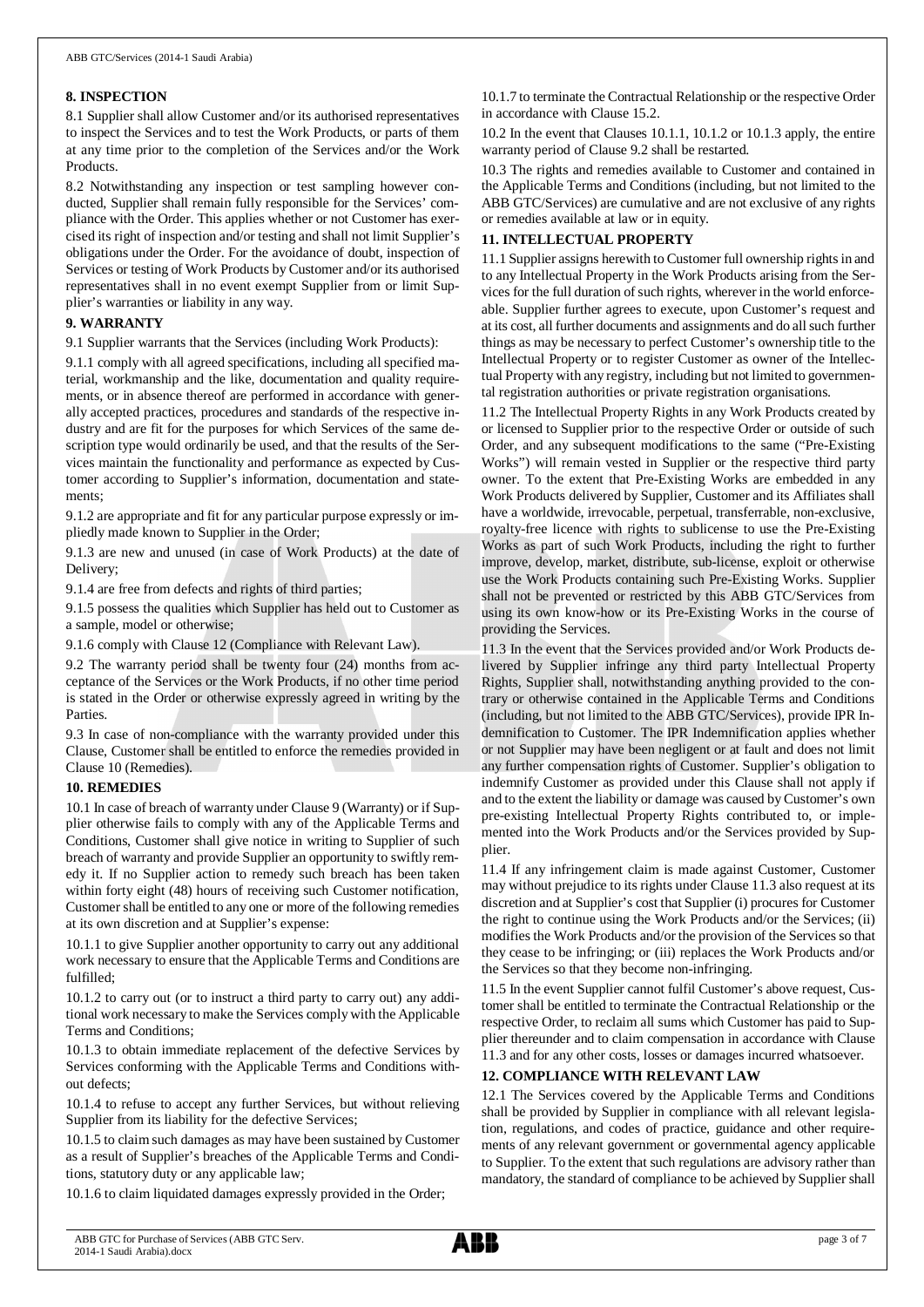## 8. INSPECTION

8.1 Supplier shall allow Customer and/or its authorised representatives to inspect the Services and to test the Work Products, or parts of them at any time prior to the completion of the Services and/or the Work Products.

8.2 Notwithstanding any inspection or test sampling however conducted, Supplier shall remain fully responsible for the Services' compliance with the Order. This applies whether or not Customer has exercised its right of inspection and/or testing and shall not limit Supplier's obligations under the Order. For the avoidance of doubt, inspection of Services or testing of Work Products by Customer and/or its authorised representatives shall in no event exempt Supplier from or limit Supplier's warranties or liability in any way.

## 9. WARRANTY

9.1 Supplier warrants that the Services (including Work Products):

9.1.1 comply with all agreed specifications, including all specified material, workmanship and the like, documentation and quality requirements, or in absence thereof are performed in accordance with generally accepted practices, procedures and standards of the respective industry and are fit for the purposes for which Services of the same description type would ordinarily be used, and that the results of the Services maintain the functionality and performance as expected by Customer according to Supplier's information, documentation and statements;

9.1.2 are appropriate and fit for any particular purpose expressly or impliedly made known to Supplier in the Order;

9.1.3 are new and unused (in case of Work Products) at the date of Delivery;

9.1.4 are free from defects and rights of third parties;

9.1.5 possess the qualities which Supplier has held out to Customer as a sample, model or otherwise;

9.1.6 comply with Clause 12 (Compliance with Relevant Law).

9.2 The warranty period shall be twenty four (24) months from acceptance of the Services or the Work Products, if no other time period is stated in the Order or otherwise expressly agreed in writing by the Parties.

9.3 In case of non-compliance with the warranty provided under this Clause, Customer shall be entitled to enforce the remedies provided in Clause 10 (Remedies).

## 10. REMEDIES

10.1 In case of breach of warranty under Clause 9 (Warranty) or if Supplier otherwise fails to comply with any of the Applicable Terms and Conditions, Customer shall give notice in writing to Supplier of such breach of warranty and provide Supplier an opportunity to swiftly remedy it. If no Supplier action to remedy such breach has been taken within forty eight (48) hours of receiving such Customer notification, Customer shall be entitled to any one or more of the following remedies at its own discretion and at Supplier's expense:

10.1.1 to give Supplier another opportunity to carry out any additional work necessary to ensure that the Applicable Terms and Conditions are fulfilled;

10.1.2 to carry out (or to instruct a third party to carry out) any additional work necessary to make the Services comply with the Applicable Terms and Conditions;

10.1.3 to obtain immediate replacement of the defective Services by Services conforming with the Applicable Terms and Conditions without defects;

10.1.4 to refuse to accept any further Services, but without relieving Supplier from its liability for the defective Services;

10.1.5 to claim such damages as may have been sustained by Customer as a result of Supplier's breaches of the Applicable Terms and Conditions, statutory duty or any applicable law;

10.1.6 to claim liquidated damages expressly provided in the Order;

10.1.7 to terminate the Contractual Relationship or the respective Order in accordance with Clause 15.2.

10.2 In the event that Clauses 10.1.1, 10.1.2 or 10.1.3 apply, the entire warranty period of Clause 9.2 shall be restarted.

10.3 The rights and remedies available to Customer and contained in the Applicable Terms and Conditions (including, but not limited to the ABB GTC/Services) are cumulative and are not exclusive of any rights or remedies available at law or in equity.

## 11. INTELLECTUAL PROPERTY

11.1 Supplier assigns herewith to Customer full ownership rights in and to any Intellectual Property in the Work Products arising from the Services for the full duration of such rights, wherever in the world enforceable. Supplier further agrees to execute, upon Customer's request and at its cost, all further documents and assignments and do all such further things as may be necessary to perfect Customer's ownership title to the Intellectual Property or to register Customer as owner of the Intellectual Property with any registry, including but not limited to governmental registration authorities or private registration organisations.

11.2 The Intellectual Property Rights in any Work Products created by or licensed to Supplier prior to the respective Order or outside of such Order, and any subsequent modifications to the same ("Pre-Existing Works") will remain vested in Supplier or the respective third party owner. To the extent that Pre-Existing Works are embedded in any Work Products delivered by Supplier, Customer and its Affiliates shall have a worldwide, irrevocable, perpetual, transferrable, non-exclusive, royalty-free licence with rights to sublicense to use the Pre-Existing Works as part of such Work Products, including the right to further improve, develop, market, distribute, sub-license, exploit or otherwise use the Work Products containing such Pre-Existing Works. Supplier shall not be prevented or restricted by this ABB GTC/Services from using its own know-how or its Pre-Existing Works in the course of providing the Services.

11.3 In the event that the Services provided and/or Work Products delivered by Supplier infringe any third party Intellectual Property Rights, Supplier shall, notwithstanding anything provided to the contrary or otherwise contained in the Applicable Terms and Conditions (including, but not limited to the ABB GTC/Services), provide IPR Indemnification to Customer. The IPR Indemnification applies whether or not Supplier may have been negligent or at fault and does not limit any further compensation rights of Customer. Supplier's obligation to indemnify Customer as provided under this Clause shall not apply if and to the extent the liability or damage was caused by Customer's own pre-existing Intellectual Property Rights contributed to, or implemented into the Work Products and/or the Services provided by Supplier.

11.4 If any infringement claim is made against Customer, Customer may without prejudice to its rights under Clause 11.3 also request at its discretion and at Supplier's cost that Supplier (i) procures for Customer the right to continue using the Work Products and/or the Services; (ii) modifies the Work Products and/or the provision of the Services so that they cease to be infringing; or (iii) replaces the Work Products and/or the Services so that they become non-infringing.

11.5 In the event Supplier cannot fulfil Customer's above request, Customer shall be entitled to terminate the Contractual Relationship or the respective Order, to reclaim all sums which Customer has paid to Supplier thereunder and to claim compensation in accordance with Clause 11.3 and for any other costs, losses or damages incurred whatsoever.

## 12. COMPLIANCE WITH RELEVANT LAW

12.1 The Services covered by the Applicable Terms and Conditions shall be provided by Supplier in compliance with all relevant legislation, regulations, and codes of practice, guidance and other requirements of any relevant government or governmental agency applicable to Supplier. To the extent that such regulations are advisory rather than mandatory, the standard of compliance to be achieved by Supplier shall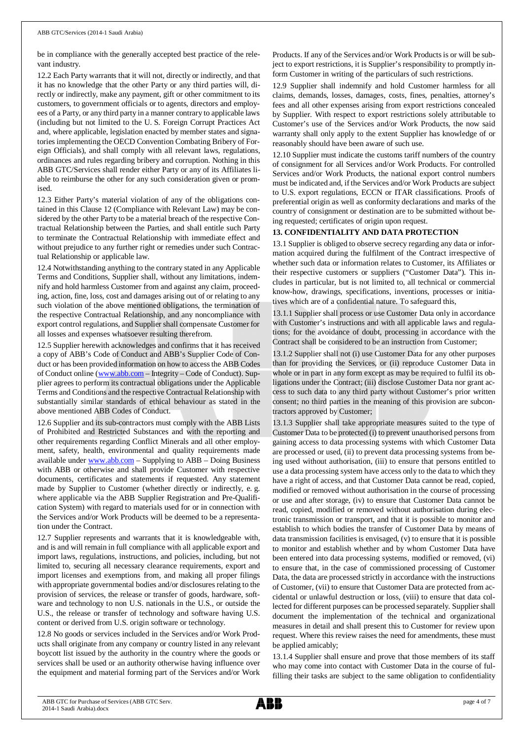be in compliance with the generally accepted best practice of the relevant industry.

12.2 Each Party warrants that it will not, directly or indirectly, and that it has no knowledge that the other Party or any third parties will, directly or indirectly, make any payment, gift or other commitment to its customers, to government officials or to agents, directors and employees of a Party, or any third party in a manner contrary to applicable laws (including but not limited to the U. S. Foreign Corrupt Practices Act and, where applicable, legislation enacted by member states and signatories implementing the OECD Convention Combating Bribery of Foreign Officials), and shall comply with all relevant laws, regulations, ordinances and rules regarding bribery and corruption. Nothing in this ABB GTC/Services shall render either Party or any of its Affiliates liable to reimburse the other for any such consideration given or promised.

12.3 Either Party's material violation of any of the obligations contained in this Clause 12 (Compliance with Relevant Law) may be considered by the other Party to be a material breach of the respective Contractual Relationship between the Parties, and shall entitle such Party to terminate the Contractual Relationship with immediate effect and without prejudice to any further right or remedies under such Contractual Relationship or applicable law.

12.4 Notwithstanding anything to the contrary stated in any Applicable Terms and Conditions, Supplier shall, without any limitations, indemnify and hold harmless Customer from and against any claim, proceeding, action, fine, loss, cost and damages arising out of or relating to any such violation of the above mentioned obligations, the termination of the respective Contractual Relationship, and any noncompliance with export control regulations, and Supplier shall compensate Customer for all losses and expenses whatsoever resulting therefrom.

12.5 Supplier herewith acknowledges and confirms that it has received a copy of ABB's Code of Conduct and ABB's Supplier Code of Conduct or has been provided information on how to access the ABB Codes of Conduct online (www.abb.com – Integrity – Code of Conduct). Supplier agrees to perform its contractual obligations under the Applicable Terms and Conditions and the respective Contractual Relationship with substantially similar standards of ethical behaviour as stated in the above mentioned ABB Codes of Conduct.

12.6 Supplier and its sub-contractors must comply with the ABB Lists of Prohibited and Restricted Substances and with the reporting and other requirements regarding Conflict Minerals and all other employment, safety, health, environmental and quality requirements made available under www.abb.com – Supplying to ABB – Doing Business with ABB or otherwise and shall provide Customer with respective documents, certificates and statements if requested. Any statement made by Supplier to Customer (whether directly or indirectly, e. g. where applicable via the ABB Supplier Registration and Pre-Qualification System) with regard to materials used for or in connection with the Services and/or Work Products will be deemed to be a representation under the Contract.

12.7 Supplier represents and warrants that it is knowledgeable with, and is and will remain in full compliance with all applicable export and import laws, regulations, instructions, and policies, including, but not limited to, securing all necessary clearance requirements, export and import licenses and exemptions from, and making all proper filings with appropriate governmental bodies and/or disclosures relating to the provision of services, the release or transfer of goods, hardware, software and technology to non U.S. nationals in the U.S., or outside the U.S., the release or transfer of technology and software having U.S. content or derived from U.S. origin software or technology.

12.8 No goods or services included in the Services and/or Work Products shall originate from any company or country listed in any relevant boycott list issued by the authority in the country where the goods or services shall be used or an authority otherwise having influence over the equipment and material forming part of the Services and/or Work Products. If any of the Services and/or Work Products is or will be subject to export restrictions, it is Supplier's responsibility to promptly inform Customer in writing of the particulars of such restrictions.

12.9 Supplier shall indemnify and hold Customer harmless for all claims, demands, losses, damages, costs, fines, penalties, attorney's fees and all other expenses arising from export restrictions concealed by Supplier. With respect to export restrictions solely attributable to Customer's use of the Services and/or Work Products, the now said warranty shall only apply to the extent Supplier has knowledge of or reasonably should have been aware of such use.

12.10 Supplier must indicate the customs tariff numbers of the country of consignment for all Services and/or Work Products. For controlled Services and/or Work Products, the national export control numbers must be indicated and, if the Services and/or Work Products are subject to U.S. export regulations, ECCN or ITAR classifications. Proofs of preferential origin as well as conformity declarations and marks of the country of consignment or destination are to be submitted without being requested; certificates of origin upon request.

## 13. CONFIDENTIALITY AND DATA PROTECTION

13.1 Supplier is obliged to observe secrecy regarding any data or information acquired during the fulfilment of the Contract irrespective of whether such data or information relates to Customer, its Affiliates or their respective customers or suppliers ("Customer Data"). This includes in particular, but is not limited to, all technical or commercial know-how, drawings, specifications, inventions, processes or initiatives which are of a confidential nature. To safeguard this,

13.1.1 Supplier shall process or use Customer Data only in accordance with Customer's instructions and with all applicable laws and regulations; for the avoidance of doubt, processing in accordance with the Contract shall be considered to be an instruction from Customer;

13.1.2 Supplier shall not (i) use Customer Data for any other purposes than for providing the Services, or (ii) reproduce Customer Data in whole or in part in any form except as may be required to fulfil its obligations under the Contract; (iii) disclose Customer Data nor grant access to such data to any third party without Customer's prior written consent; no third parties in the meaning of this provision are subcontractors approved by Customer;

13.1.3 Supplier shall take appropriate measures suited to the type of Customer Data to be protected (i) to prevent unauthorised persons from gaining access to data processing systems with which Customer Data are processed or used, (ii) to prevent data processing systems from being used without authorisation, (iii) to ensure that persons entitled to use a data processing system have access only to the data to which they have a right of access, and that Customer Data cannot be read, copied, modified or removed without authorisation in the course of processing or use and after storage, (iv) to ensure that Customer Data cannot be read, copied, modified or removed without authorisation during electronic transmission or transport, and that it is possible to monitor and establish to which bodies the transfer of Customer Data by means of data transmission facilities is envisaged, (v) to ensure that it is possible to monitor and establish whether and by whom Customer Data have been entered into data processing systems, modified or removed, (vi) to ensure that, in the case of commissioned processing of Customer Data, the data are processed strictly in accordance with the instructions of Customer, (vii) to ensure that Customer Data are protected from accidental or unlawful destruction or loss, (viii) to ensure that data collected for different purposes can be processed separately. Supplier shall document the implementation of the technical and organizational measures in detail and shall present this to Customer for review upon request. Where this review raises the need for amendments, these must be applied amicably;

13.1.4 Supplier shall ensure and prove that those members of its staff who may come into contact with Customer Data in the course of fulfilling their tasks are subject to the same obligation to confidentiality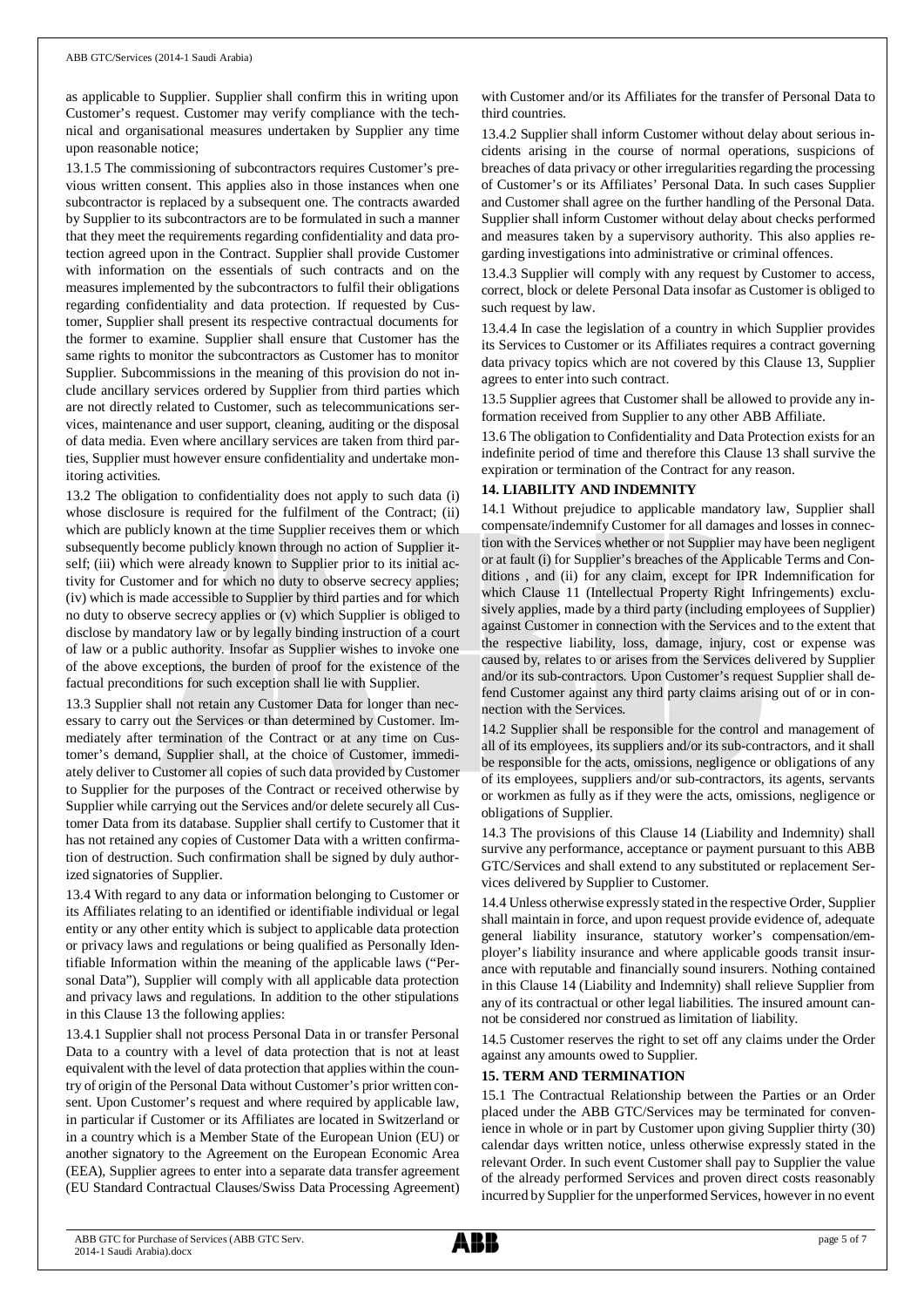as applicable to Supplier. Supplier shall confirm this in writing upon Customer's request. Customer may verify compliance with the technical and organisational measures undertaken by Supplier any time upon reasonable notice;

13.1.5 The commissioning of subcontractors requires Customer's previous written consent. This applies also in those instances when one subcontractor is replaced by a subsequent one. The contracts awarded by Supplier to its subcontractors are to be formulated in such a manner that they meet the requirements regarding confidentiality and data protection agreed upon in the Contract. Supplier shall provide Customer with information on the essentials of such contracts and on the measures implemented by the subcontractors to fulfil their obligations regarding confidentiality and data protection. If requested by Customer, Supplier shall present its respective contractual documents for the former to examine. Supplier shall ensure that Customer has the same rights to monitor the subcontractors as Customer has to monitor Supplier. Subcommissions in the meaning of this provision do not include ancillary services ordered by Supplier from third parties which are not directly related to Customer, such as telecommunications services, maintenance and user support, cleaning, auditing or the disposal of data media. Even where ancillary services are taken from third parties, Supplier must however ensure confidentiality and undertake monitoring activities.

13.2 The obligation to confidentiality does not apply to such data (i) whose disclosure is required for the fulfilment of the Contract; (ii) which are publicly known at the time Supplier receives them or which subsequently become publicly known through no action of Supplier itself; (iii) which were already known to Supplier prior to its initial activity for Customer and for which no duty to observe secrecy applies; (iv) which is made accessible to Supplier by third parties and for which no duty to observe secrecy applies or (v) which Supplier is obliged to disclose by mandatory law or by legally binding instruction of a court of law or a public authority. Insofar as Supplier wishes to invoke one of the above exceptions, the burden of proof for the existence of the factual preconditions for such exception shall lie with Supplier.

13.3 Supplier shall not retain any Customer Data for longer than necessary to carry out the Services or than determined by Customer. Immediately after termination of the Contract or at any time on Customer's demand, Supplier shall, at the choice of Customer, immediately deliver to Customer all copies of such data provided by Customer to Supplier for the purposes of the Contract or received otherwise by Supplier while carrying out the Services and/or delete securely all Customer Data from its database. Supplier shall certify to Customer that it has not retained any copies of Customer Data with a written confirmation of destruction. Such confirmation shall be signed by duly authorized signatories of Supplier.

13.4 With regard to any data or information belonging to Customer or its Affiliates relating to an identified or identifiable individual or legal entity or any other entity which is subject to applicable data protection or privacy laws and regulations or being qualified as Personally Identifiable Information within the meaning of the applicable laws ("Personal Data"), Supplier will comply with all applicable data protection and privacy laws and regulations. In addition to the other stipulations in this Clause 13 the following applies:

13.4.1 Supplier shall not process Personal Data in or transfer Personal Data to a country with a level of data protection that is not at least equivalent with the level of data protection that applies within the country of origin of the Personal Data without Customer's prior written consent. Upon Customer's request and where required by applicable law, in particular if Customer or its Affiliates are located in Switzerland or in a country which is a Member State of the European Union (EU) or another signatory to the Agreement on the European Economic Area (EEA), Supplier agrees to enter into a separate data transfer agreement (EU Standard Contractual Clauses/Swiss Data Processing Agreement) with Customer and/or its Affiliates for the transfer of Personal Data to third countries.

13.4.2 Supplier shall inform Customer without delay about serious incidents arising in the course of normal operations, suspicions of breaches of data privacy or other irregularities regarding the processing of Customer's or its Affiliates' Personal Data. In such cases Supplier and Customer shall agree on the further handling of the Personal Data. Supplier shall inform Customer without delay about checks performed and measures taken by a supervisory authority. This also applies regarding investigations into administrative or criminal offences.

13.4.3 Supplier will comply with any request by Customer to access, correct, block or delete Personal Data insofar as Customer is obliged to such request by law.

13.4.4 In case the legislation of a country in which Supplier provides its Services to Customer or its Affiliates requires a contract governing data privacy topics which are not covered by this Clause 13, Supplier agrees to enter into such contract.

13.5 Supplier agrees that Customer shall be allowed to provide any information received from Supplier to any other ABB Affiliate.

13.6 The obligation to Confidentiality and Data Protection exists for an indefinite period of time and therefore this Clause 13 shall survive the expiration or termination of the Contract for any reason.

## 14. LIABILITY AND INDEMNITY

14.1 Without prejudice to applicable mandatory law, Supplier shall compensate/indemnify Customer for all damages and losses in connection with the Services whether or not Supplier may have been negligent or at fault (i) for Supplier's breaches of the Applicable Terms and Conditions , and (ii) for any claim, except for IPR Indemnification for which Clause 11 (Intellectual Property Right Infringements) exclusively applies, made by a third party (including employees of Supplier) against Customer in connection with the Services and to the extent that the respective liability, loss, damage, injury, cost or expense was caused by, relates to or arises from the Services delivered by Supplier and/or its sub-contractors. Upon Customer's request Supplier shall defend Customer against any third party claims arising out of or in connection with the Services.

14.2 Supplier shall be responsible for the control and management of all of its employees, its suppliers and/or its sub-contractors, and it shall be responsible for the acts, omissions, negligence or obligations of any of its employees, suppliers and/or sub-contractors, its agents, servants or workmen as fully as if they were the acts, omissions, negligence or obligations of Supplier.

14.3 The provisions of this Clause 14 (Liability and Indemnity) shall survive any performance, acceptance or payment pursuant to this ABB GTC/Services and shall extend to any substituted or replacement Services delivered by Supplier to Customer.

14.4 Unless otherwise expressly stated in the respective Order, Supplier shall maintain in force, and upon request provide evidence of, adequate general liability insurance, statutory worker's compensation/employer's liability insurance and where applicable goods transit insurance with reputable and financially sound insurers. Nothing contained in this Clause 14 (Liability and Indemnity) shall relieve Supplier from any of its contractual or other legal liabilities. The insured amount cannot be considered nor construed as limitation of liability.

14.5 Customer reserves the right to set off any claims under the Order against any amounts owed to Supplier.

## 15. TERM AND TERMINATION

15.1 The Contractual Relationship between the Parties or an Order placed under the ABB GTC/Services may be terminated for convenience in whole or in part by Customer upon giving Supplier thirty (30) calendar days written notice, unless otherwise expressly stated in the relevant Order. In such event Customer shall pay to Supplier the value of the already performed Services and proven direct costs reasonably incurred by Supplier for the unperformed Services, however in no event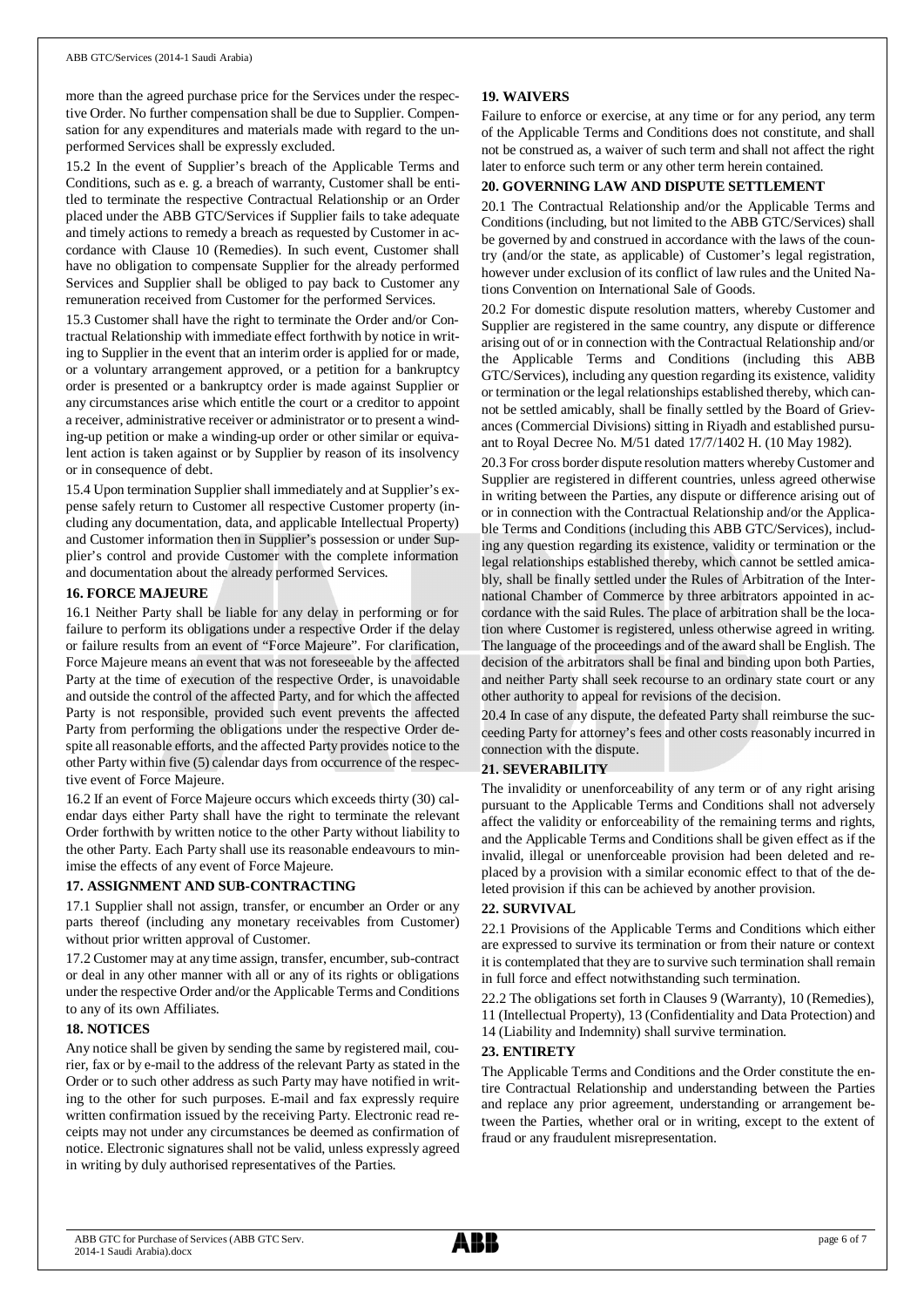more than the agreed purchase price for the Services under the respective Order. No further compensation shall be due to Supplier. Compensation for any expenditures and materials made with regard to the unperformed Services shall be expressly excluded.

15.2 In the event of Supplier's breach of the Applicable Terms and Conditions, such as e. g. a breach of warranty, Customer shall be entitled to terminate the respective Contractual Relationship or an Order placed under the ABB GTC/Services if Supplier fails to take adequate and timely actions to remedy a breach as requested by Customer in accordance with Clause 10 (Remedies). In such event, Customer shall have no obligation to compensate Supplier for the already performed Services and Supplier shall be obliged to pay back to Customer any remuneration received from Customer for the performed Services.

15.3 Customer shall have the right to terminate the Order and/or Contractual Relationship with immediate effect forthwith by notice in writing to Supplier in the event that an interim order is applied for or made, or a voluntary arrangement approved, or a petition for a bankruptcy order is presented or a bankruptcy order is made against Supplier or any circumstances arise which entitle the court or a creditor to appoint a receiver, administrative receiver or administrator or to present a winding-up petition or make a winding-up order or other similar or equivalent action is taken against or by Supplier by reason of its insolvency or in consequence of debt.

15.4 Upon termination Supplier shall immediately and at Supplier's expense safely return to Customer all respective Customer property (including any documentation, data, and applicable Intellectual Property) and Customer information then in Supplier's possession or under Supplier's control and provide Customer with the complete information and documentation about the already performed Services.

## 16. FORCE MAJEURE

16.1 Neither Party shall be liable for any delay in performing or for failure to perform its obligations under a respective Order if the delay or failure results from an event of "Force Majeure". For clarification, Force Majeure means an event that was not foreseeable by the affected Party at the time of execution of the respective Order, is unavoidable and outside the control of the affected Party, and for which the affected Party is not responsible, provided such event prevents the affected Party from performing the obligations under the respective Order despite all reasonable efforts, and the affected Party provides notice to the other Party within five (5) calendar days from occurrence of the respective event of Force Majeure.

16.2 If an event of Force Majeure occurs which exceeds thirty (30) calendar days either Party shall have the right to terminate the relevant Order forthwith by written notice to the other Party without liability to the other Party. Each Party shall use its reasonable endeavours to minimise the effects of any event of Force Majeure.

## 17. ASSIGNMENT AND SUB-CONTRACTING

17.1 Supplier shall not assign, transfer, or encumber an Order or any parts thereof (including any monetary receivables from Customer) without prior written approval of Customer.

17.2 Customer may at any time assign, transfer, encumber, sub-contract or deal in any other manner with all or any of its rights or obligations under the respective Order and/or the Applicable Terms and Conditions to any of its own Affiliates.

## 18. NOTICES

Any notice shall be given by sending the same by registered mail, courier, fax or by e-mail to the address of the relevant Party as stated in the Order or to such other address as such Party may have notified in writing to the other for such purposes. E-mail and fax expressly require written confirmation issued by the receiving Party. Electronic read receipts may not under any circumstances be deemed as confirmation of notice. Electronic signatures shall not be valid, unless expressly agreed in writing by duly authorised representatives of the Parties.

## 19. WAIVERS

Failure to enforce or exercise, at any time or for any period, any term of the Applicable Terms and Conditions does not constitute, and shall not be construed as, a waiver of such term and shall not affect the right later to enforce such term or any other term herein contained.

## 20. GOVERNING LAW AND DISPUTE SETTLEMENT

20.1 The Contractual Relationship and/or the Applicable Terms and Conditions (including, but not limited to the ABB GTC/Services) shall be governed by and construed in accordance with the laws of the country (and/or the state, as applicable) of Customer's legal registration, however under exclusion of its conflict of law rules and the United Nations Convention on International Sale of Goods.

20.2 For domestic dispute resolution matters, whereby Customer and Supplier are registered in the same country, any dispute or difference arising out of or in connection with the Contractual Relationship and/or the Applicable Terms and Conditions (including this ABB GTC/Services), including any question regarding its existence, validity or termination or the legal relationships established thereby, which cannot be settled amicably, shall be finally settled by the Board of Grievances (Commercial Divisions) sitting in Riyadh and established pursuant to Royal Decree No. M/51 dated 17/7/1402 H. (10 May 1982).

20.3 For cross border dispute resolution matters whereby Customer and Supplier are registered in different countries, unless agreed otherwise in writing between the Parties, any dispute or difference arising out of or in connection with the Contractual Relationship and/or the Applicable Terms and Conditions (including this ABB GTC/Services), including any question regarding its existence, validity or termination or the legal relationships established thereby, which cannot be settled amicably, shall be finally settled under the Rules of Arbitration of the International Chamber of Commerce by three arbitrators appointed in accordance with the said Rules. The place of arbitration shall be the location where Customer is registered, unless otherwise agreed in writing. The language of the proceedings and of the award shall be English. The decision of the arbitrators shall be final and binding upon both Parties, and neither Party shall seek recourse to an ordinary state court or any other authority to appeal for revisions of the decision.

20.4 In case of any dispute, the defeated Party shall reimburse the succeeding Party for attorney's fees and other costs reasonably incurred in connection with the dispute.

## 21. SEVERABILITY

The invalidity or unenforceability of any term or of any right arising pursuant to the Applicable Terms and Conditions shall not adversely affect the validity or enforceability of the remaining terms and rights, and the Applicable Terms and Conditions shall be given effect as if the invalid, illegal or unenforceable provision had been deleted and replaced by a provision with a similar economic effect to that of the deleted provision if this can be achieved by another provision.

## 22. SURVIVAL

22.1 Provisions of the Applicable Terms and Conditions which either are expressed to survive its termination or from their nature or context it is contemplated that they are to survive such termination shall remain in full force and effect notwithstanding such termination.

22.2 The obligations set forth in Clauses 9 (Warranty), 10 (Remedies), 11 (Intellectual Property), 13 (Confidentiality and Data Protection) and 14 (Liability and Indemnity) shall survive termination.

## 23. ENTIRETY

The Applicable Terms and Conditions and the Order constitute the entire Contractual Relationship and understanding between the Parties and replace any prior agreement, understanding or arrangement between the Parties, whether oral or in writing, except to the extent of fraud or any fraudulent misrepresentation.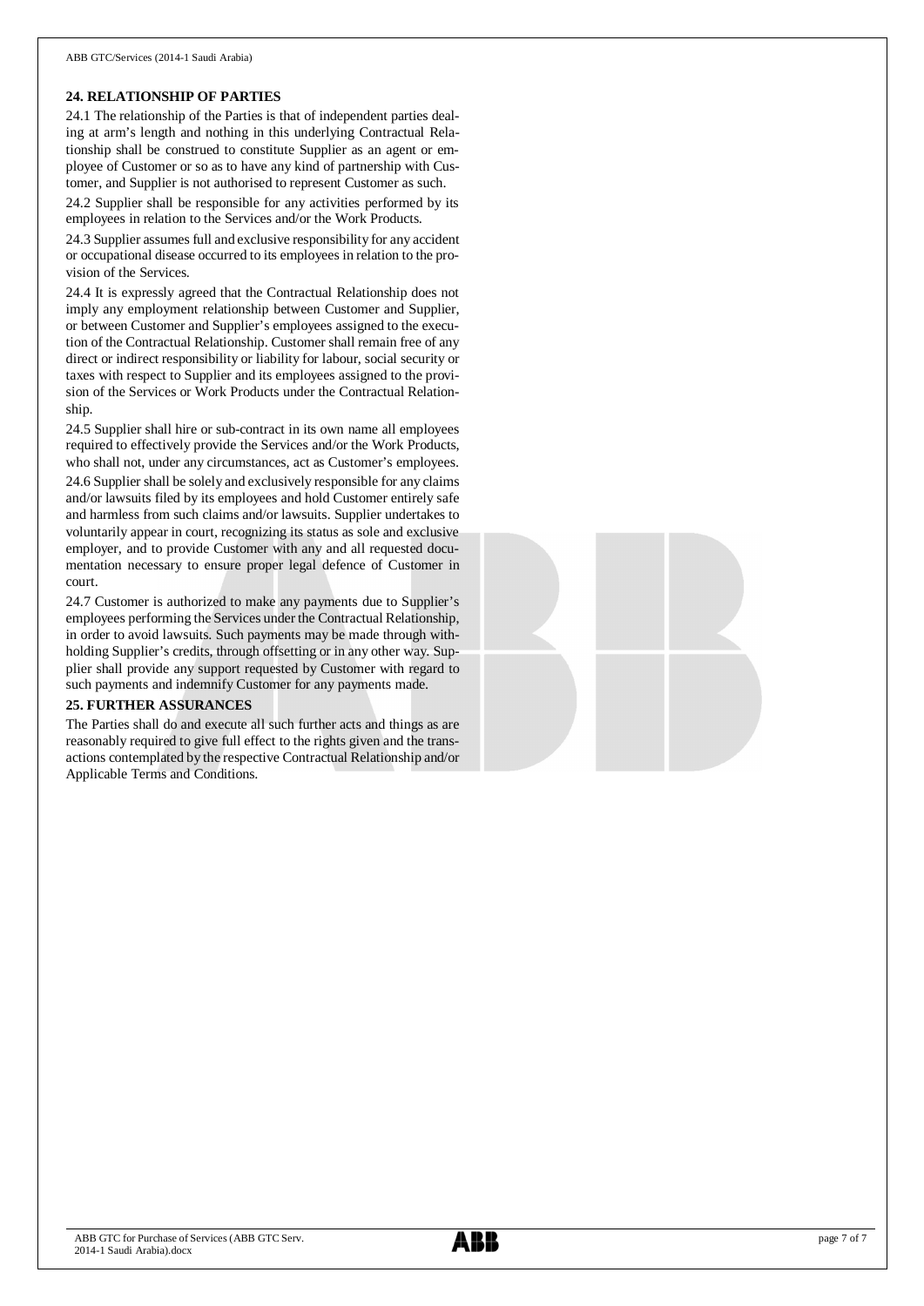## 24. RELATIONSHIP OF PARTIES

24.1 The relationship of the Parties is that of independent parties dealing at arm's length and nothing in this underlying Contractual Relationship shall be construed to constitute Supplier as an agent or employee of Customer or so as to have any kind of partnership with Customer, and Supplier is not authorised to represent Customer as such.

24.2 Supplier shall be responsible for any activities performed by its employees in relation to the Services and/or the Work Products.

24.3 Supplier assumes full and exclusive responsibility for any accident or occupational disease occurred to its employees in relation to the provision of the Services.

24.4 It is expressly agreed that the Contractual Relationship does not imply any employment relationship between Customer and Supplier, or between Customer and Supplier's employees assigned to the execution of the Contractual Relationship. Customer shall remain free of any direct or indirect responsibility or liability for labour, social security or taxes with respect to Supplier and its employees assigned to the provision of the Services or Work Products under the Contractual Relationship.

24.5 Supplier shall hire or sub-contract in its own name all employees required to effectively provide the Services and/or the Work Products, who shall not, under any circumstances, act as Customer's employees.

24.6 Supplier shall be solely and exclusively responsible for any claims and/or lawsuits filed by its employees and hold Customer entirely safe and harmless from such claims and/or lawsuits. Supplier undertakes to voluntarily appear in court, recognizing its status as sole and exclusive employer, and to provide Customer with any and all requested documentation necessary to ensure proper legal defence of Customer in court.

24.7 Customer is authorized to make any payments due to Supplier's employees performing the Services under the Contractual Relationship, in order to avoid lawsuits. Such payments may be made through withholding Supplier's credits, through offsetting or in any other way. Supplier shall provide any support requested by Customer with regard to such payments and indemnify Customer for any payments made.

## 25. FURTHER ASSURANCES

The Parties shall do and execute all such further acts and things as are reasonably required to give full effect to the rights given and the transactions contemplated by the respective Contractual Relationship and/or Applicable Terms and Conditions.